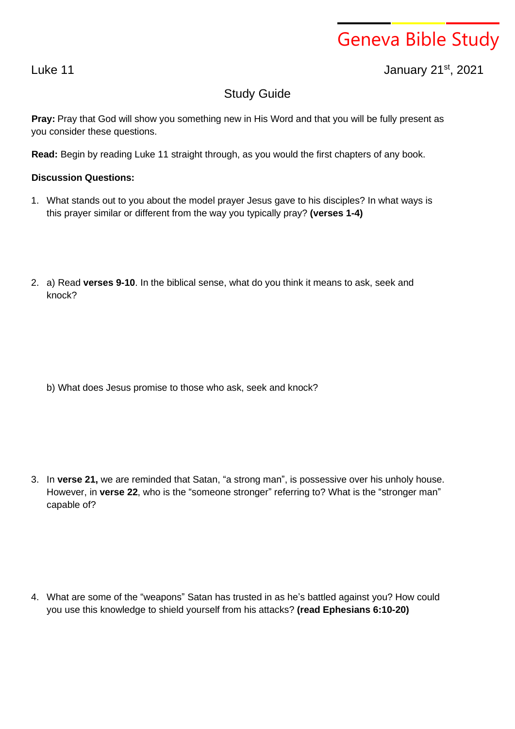Geneva Bible Study

Luke 11

January 21st, 2021

## Study Guide

**Pray:** Pray that God will show you something new in His Word and that you will be fully present as you consider these questions.

**Read:** Begin by reading Luke 11 straight through, as you would the first chapters of any book.

**Discussion Questions:**

1. What stands out to you about the model prayer Jesus gave to his disciples? In what ways is this prayer similar or different from the way you typically pray? **(verses 1-4)**

2. a) Read **verses 9-10**. In the biblical sense, what do you think it means to ask, seek and knock?

   b) What does Jesus promise to those who ask, seek and knock?

3. In **verse 21,** we are reminded that Satan, "a strong man", is possessive over his unholy house. However, in **verse 22**, who is the "someone stronger" referring to? What is the "stronger man" capable of?

4. What are some of the "weapons" Satan has trusted in as he's battled against you? How could you use this knowledge to shield yourself from his attacks? **(read Ephesians 6:10-20)**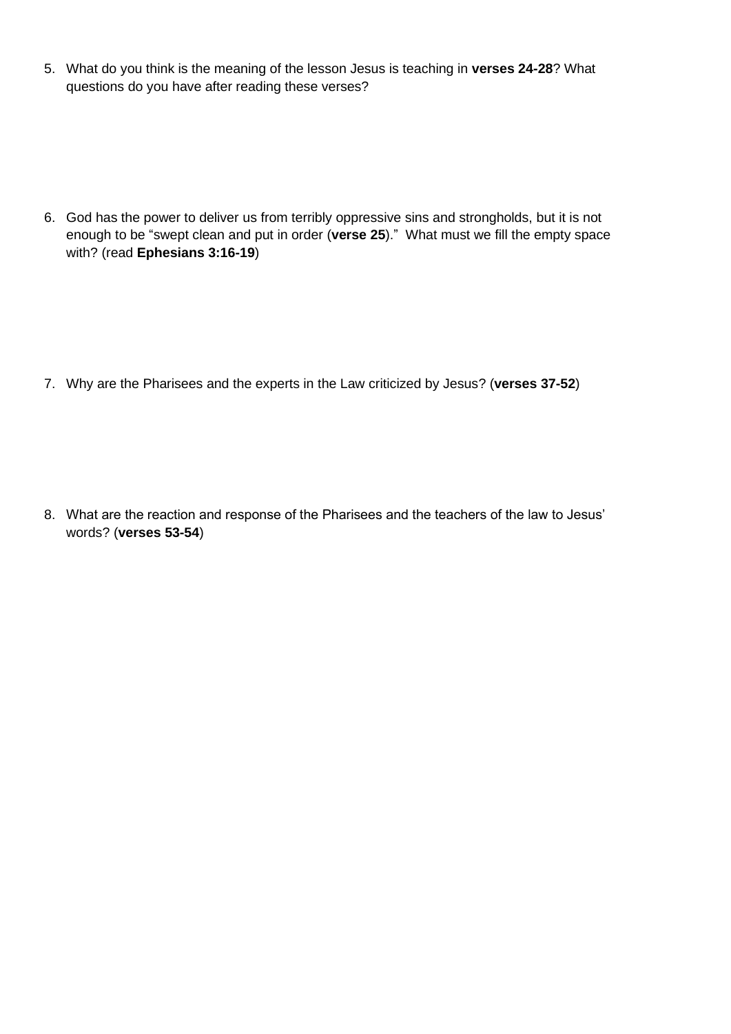5. What do you think is the meaning of the lesson Jesus is teaching in **verses 24-28**? What questions do you have after reading these verses?

6. God has the power to deliver us from terribly oppressive sins and strongholds, but it is not enough to be “swept clean and put in order (**verse 25**).” What must we fill the empty space with? (read **Ephesians 3:16-19**)

7. Why are the Pharisees and the experts in the Law criticized by Jesus? (**verses 37-52**)

8. What are the reaction and response of the Pharisees and the teachers of the law to Jesus’ words? (**verses 53-54**)